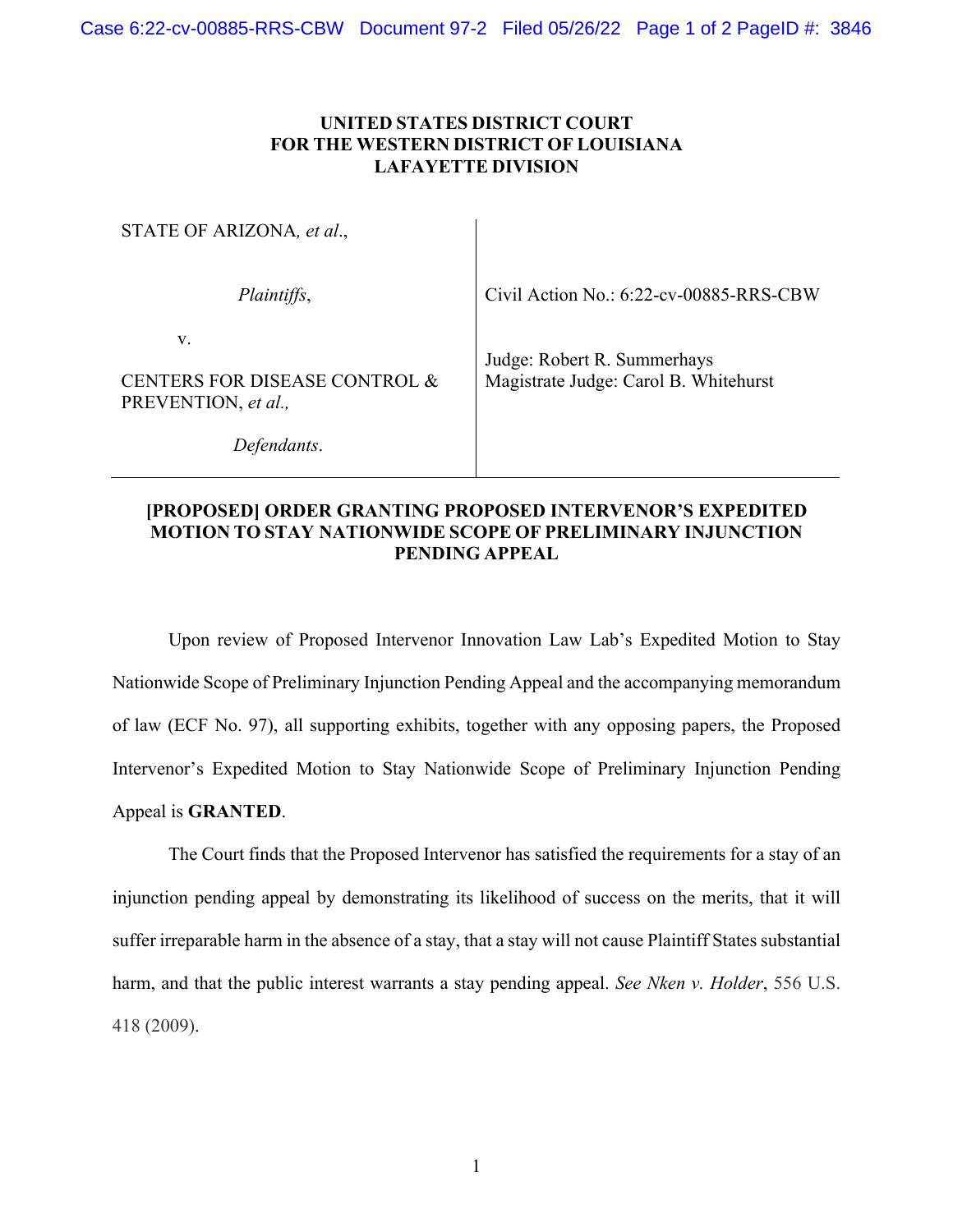**UNITED STATES DISTRICT COURT**
**FOR THE WESTERN DISTRICT OF LOUISIANA**
**LAFAYETTE DIVISION**

| | |
|---|---|
| STATE OF ARIZONA, *et al*., | |
| *Plaintiffs*, | Civil Action No.: 6:22-cv-00885-RRS-CBW |
| v. | |
| CENTERS FOR DISEASE CONTROL & PREVENTION, *et al.,* | Judge: Robert R. Summerhays<br>Magistrate Judge: Carol B. Whitehurst |
| *Defendants*. | |

**[PROPOSED] ORDER GRANTING PROPOSED INTERVENOR'S EXPEDITED MOTION TO STAY NATIONWIDE SCOPE OF PRELIMINARY INJUNCTION PENDING APPEAL**

Upon review of Proposed Intervenor Innovation Law Lab's Expedited Motion to Stay Nationwide Scope of Preliminary Injunction Pending Appeal and the accompanying memorandum of law (ECF No. 97), all supporting exhibits, together with any opposing papers, the Proposed Intervenor's Expedited Motion to Stay Nationwide Scope of Preliminary Injunction Pending Appeal is **GRANTED**.

The Court finds that the Proposed Intervenor has satisfied the requirements for a stay of an injunction pending appeal by demonstrating its likelihood of success on the merits, that it will suffer irreparable harm in the absence of a stay, that a stay will not cause Plaintiff States substantial harm, and that the public interest warrants a stay pending appeal. *See Nken v. Holder*, 556 U.S. 418 (2009).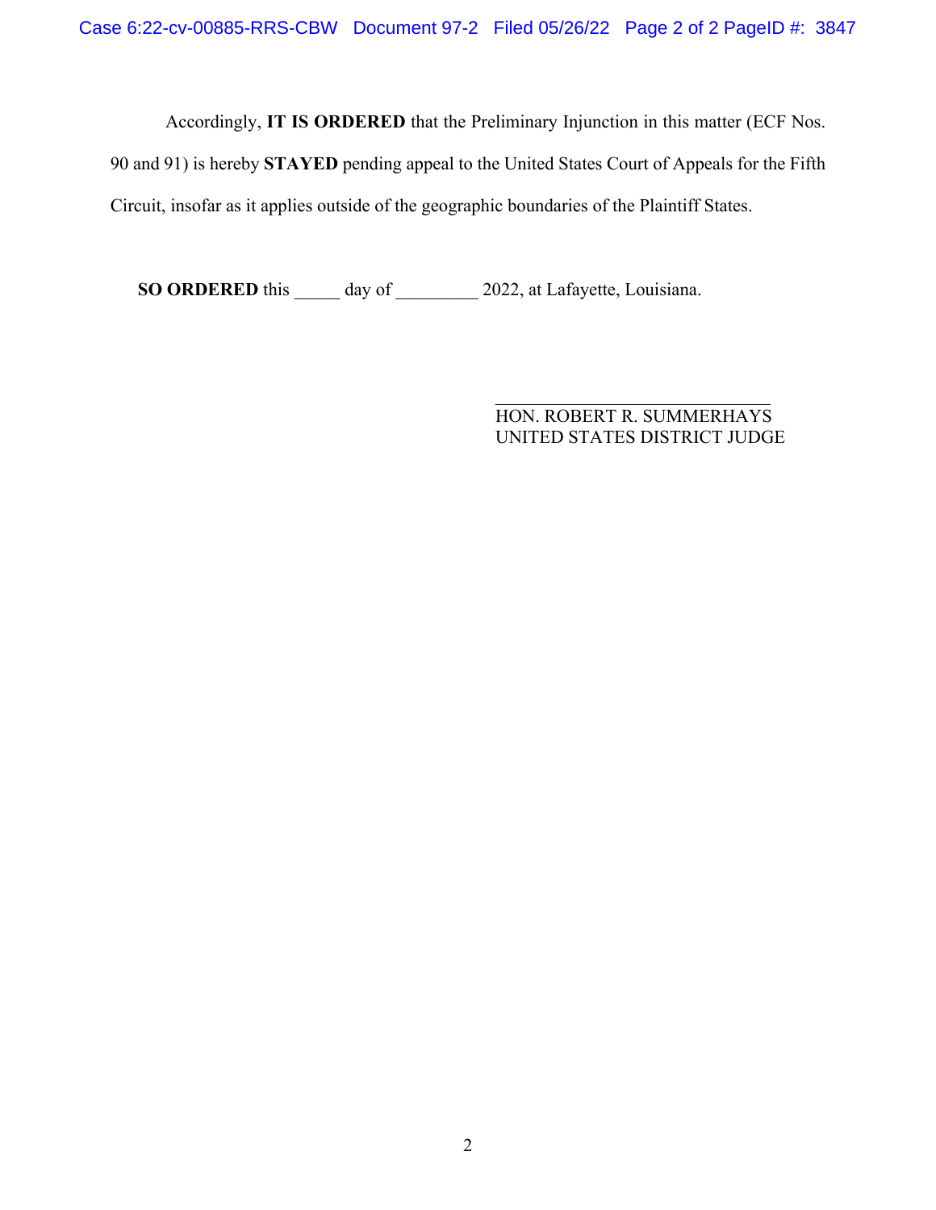Accordingly, **IT IS ORDERED** that the Preliminary Injunction in this matter (ECF Nos. 90 and 91) is hereby **STAYED** pending appeal to the United States Court of Appeals for the Fifth Circuit, insofar as it applies outside of the geographic boundaries of the Plaintiff States.

**SO ORDERED** this _____ day of _________ 2022, at Lafayette, Louisiana.

______________________________
HON. ROBERT R. SUMMERHAYS
UNITED STATES DISTRICT JUDGE